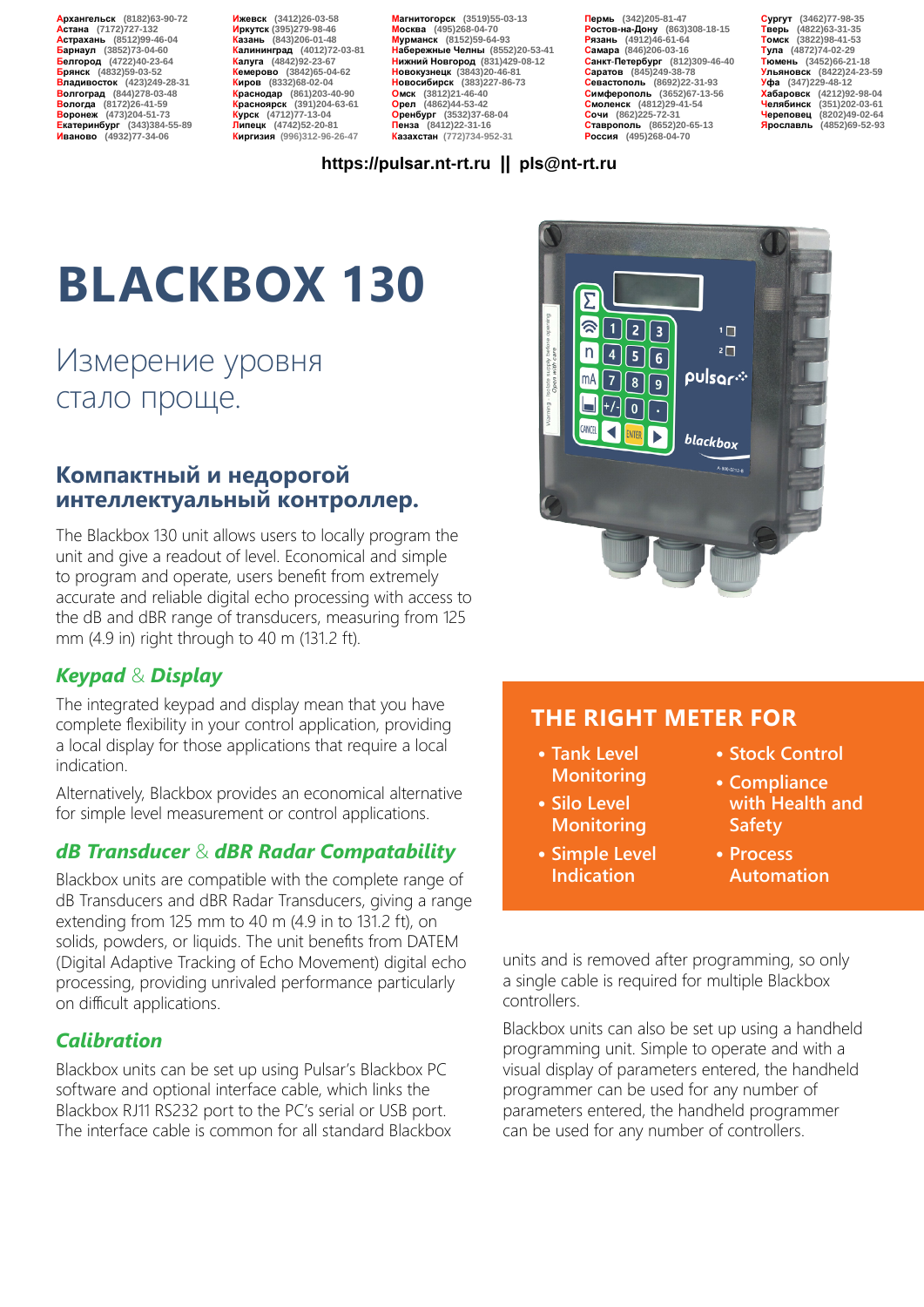Архангельск (8182)63-90-72
Астана (7172)727-132
Астрахань (8512)99-46-04
Барнаул (3852)73-04-60
Белгород (4722)40-23-64
Брянск (4832)59-03-52
Владивосток (423)249-28-31
Волгоград (844)278-03-48
Вологда (8172)26-41-59
Воронеж (473)204-51-73
Екатеринбург (343)384-55-89
Иваново (4932)77-34-06
Ижевск (3412)26-03-58
Иркутск (395)279-98-46
Казань (843)206-01-48
Калининград (4012)72-03-81
Калуга (4842)92-23-67
Кемерово (3842)65-04-62
Киров (8332)68-02-04
Краснодар (861)203-40-90
Красноярск (391)204-63-61
Курск (4712)77-13-04
Липецк (4742)52-20-81
Киргизия (996)312-96-26-47
Магнитогорск (3519)55-03-13
Москва (495)268-04-70
Мурманск (8152)59-64-93
Набережные Челны (8552)20-53-41
Нижний Новгород (831)429-08-12
Новокузнецк (3843)20-46-81
Новосибирск (383)227-86-73
Омск (3812)21-46-40
Орел (4862)44-53-42
Оренбург (3532)37-68-04
Пенза (8412)22-31-16
Казахстан (772)734-952-31
Пермь (342)205-81-47
Ростов-на-Дону (863)308-18-15
Рязань (4912)46-61-64
Самара (846)206-03-16
Санкт-Петербург (812)309-46-40
Саратов (845)249-38-78
Севастополь (8692)22-31-93
Симферополь (3652)67-13-56
Смоленск (4812)29-41-54
Сочи (862)225-72-31
Ставрополь (8652)20-65-13
Россия (495)268-04-70
Сургут (3462)77-98-35
Тверь (4822)63-31-35
Томск (3822)98-41-53
Тула (4872)74-02-29
Тюмень (3452)66-21-18
Ульяновск (8422)24-23-59
Уфа (347)229-48-12
Хабаровск (4212)92-98-04
Челябинск (351)202-03-61
Череповец (8202)49-02-64
Ярославль (4852)69-52-93

**https://pulsar.nt-rt.ru || pls@nt-rt.ru**

# BLACKBOX 130

## Измерение уровня стало проще.

### Компактный и недорогой интеллектуальный контроллер.

The Blackbox 130 unit allows users to locally program the unit and give a readout of level. Economical and simple to program and operate, users benefit from extremely accurate and reliable digital echo processing with access to the dB and dBR range of transducers, measuring from 125 mm (4.9 in) right through to 40 m (131.2 ft).

### *Keypad & Display*

The integrated keypad and display mean that you have complete flexibility in your control application, providing a local display for those applications that require a local indication.

Alternatively, Blackbox provides an economical alternative for simple level measurement or control applications.

### *dB Transducer & dBR Radar Compatability*

Blackbox units are compatible with the complete range of dB Transducers and dBR Radar Transducers, giving a range extending from 125 mm to 40 m (4.9 in to 131.2 ft), on solids, powders, or liquids. The unit benefits from DATEM (Digital Adaptive Tracking of Echo Movement) digital echo processing, providing unrivaled performance particularly on difficult applications.

### *Calibration*

Blackbox units can be set up using Pulsar's Blackbox PC software and optional interface cable, which links the Blackbox RJ11 RS232 port to the PC's serial or USB port. The interface cable is common for all standard Blackbox units and is removed after programming, so only a single cable is required for multiple Blackbox controllers.

Blackbox units can also be set up using a handheld programming unit. Simple to operate and with a visual display of parameters entered, the handheld programmer can be used for any number of parameters entered, the handheld programmer can be used for any number of controllers.

### THE RIGHT METER FOR

- Tank Level Monitoring
- Silo Level Monitoring
- Simple Level Indication
- Stock Control
- Compliance with Health and Safety
- Process Automation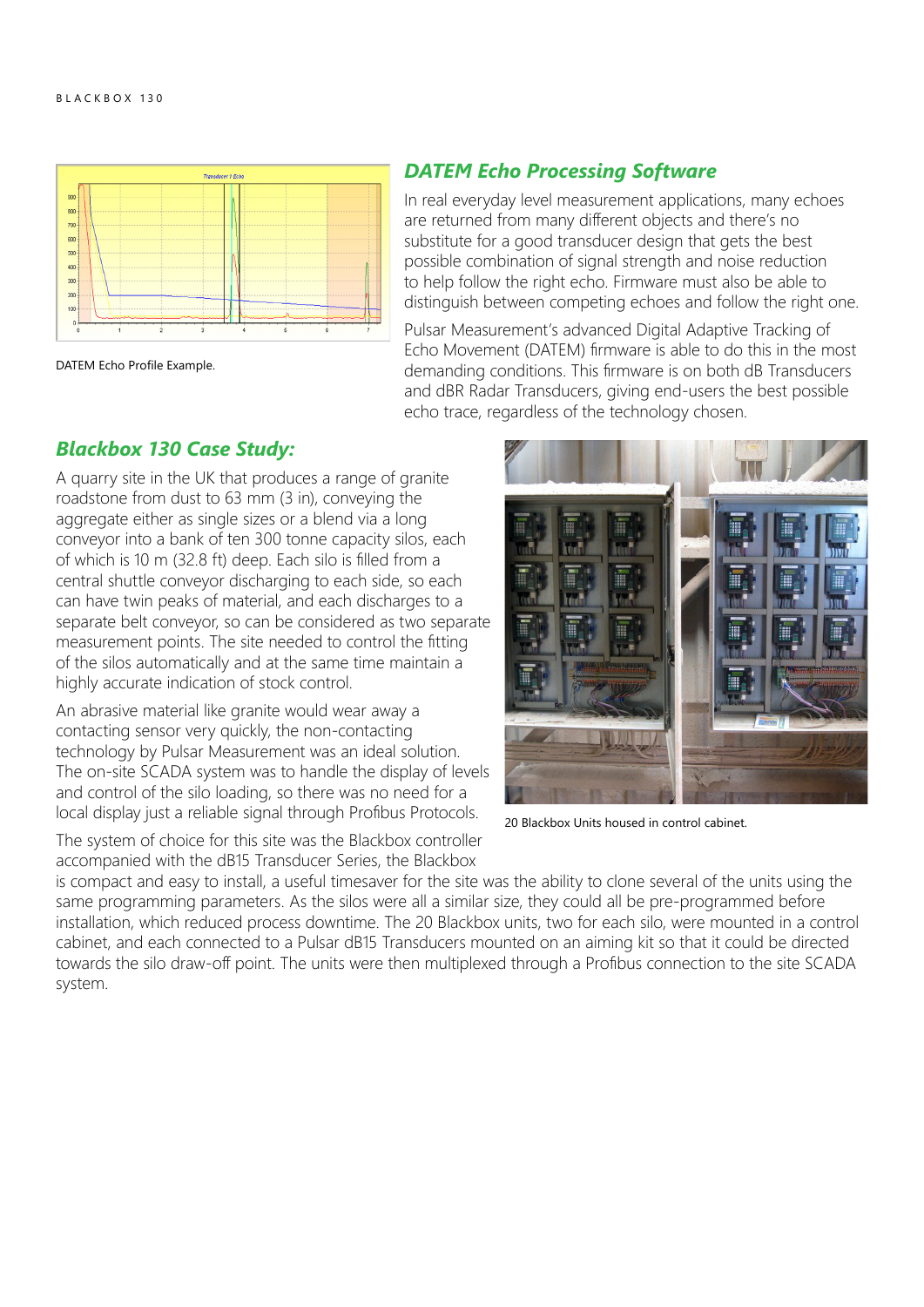## DATEM Echo Processing Software

In real everyday level measurement applications, many echoes are returned from many different objects and there's no substitute for a good transducer design that gets the best possible combination of signal strength and noise reduction to help follow the right echo. Firmware must also be able to distinguish between competing echoes and follow the right one.

Pulsar Measurement's advanced Digital Adaptive Tracking of Echo Movement (DATEM) firmware is able to do this in the most demanding conditions. This firmware is on both dB Transducers and dBR Radar Transducers, giving end-users the best possible echo trace, regardless of the technology chosen.

DATEM Echo Profile Example.

## Blackbox 130 Case Study:

A quarry site in the UK that produces a range of granite roadstone from dust to 63 mm (3 in), conveying the aggregate either as single sizes or a blend via a long conveyor into a bank of ten 300 tonne capacity silos, each of which is 10 m (32.8 ft) deep. Each silo is filled from a central shuttle conveyor discharging to each side, so each can have twin peaks of material, and each discharges to a separate belt conveyor, so can be considered as two separate measurement points. The site needed to control the fitting of the silos automatically and at the same time maintain a highly accurate indication of stock control.

An abrasive material like granite would wear away a contacting sensor very quickly, the non-contacting technology by Pulsar Measurement was an ideal solution. The on-site SCADA system was to handle the display of levels and control of the silo loading, so there was no need for a local display just a reliable signal through Profibus Protocols.

The system of choice for this site was the Blackbox controller accompanied with the dB15 Transducer Series, the Blackbox is compact and easy to install, a useful timesaver for the site was the ability to clone several of the units using the same programming parameters. As the silos were all a similar size, they could all be pre-programmed before installation, which reduced process downtime. The 20 Blackbox units, two for each silo, were mounted in a control cabinet, and each connected to a Pulsar dB15 Transducers mounted on an aiming kit so that it could be directed towards the silo draw-off point. The units were then multiplexed through a Profibus connection to the site SCADA system.

20 Blackbox Units housed in control cabinet.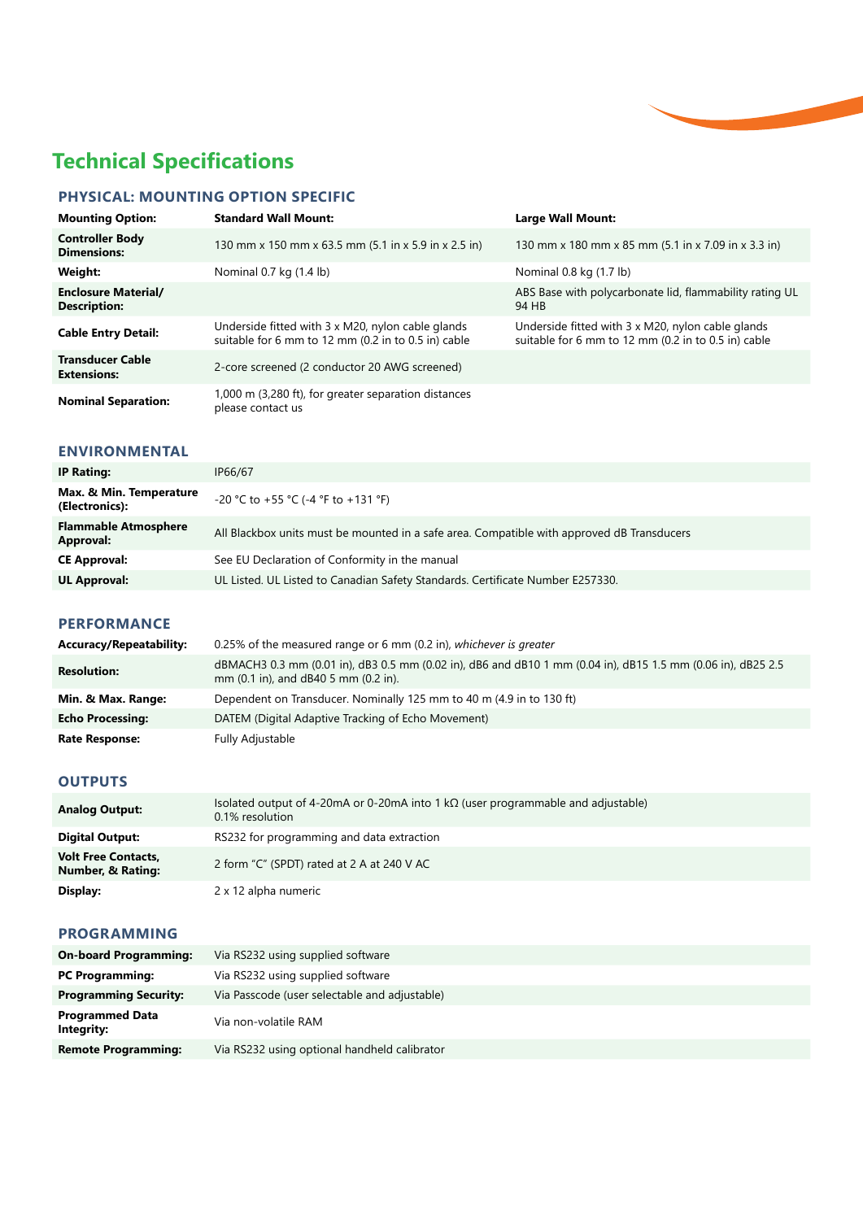# Technical Specifications

## PHYSICAL: MOUNTING OPTION SPECIFIC

| **Mounting Option:** | **Standard Wall Mount:** | **Large Wall Mount:** |
|---|---|---|
| **Controller Body Dimensions:** | 130 mm x 150 mm x 63.5 mm (5.1 in x 5.9 in x 2.5 in) | 130 mm x 180 mm x 85 mm (5.1 in x 7.09 in x 3.3 in) |
| **Weight:** | Nominal 0.7 kg (1.4 lb) | Nominal 0.8 kg (1.7 lb) |
| **Enclosure Material/ Description:** | | ABS Base with polycarbonate lid, flammability rating UL 94 HB |
| **Cable Entry Detail:** | Underside fitted with 3 x M20, nylon cable glands suitable for 6 mm to 12 mm (0.2 in to 0.5 in) cable | Underside fitted with 3 x M20, nylon cable glands suitable for 6 mm to 12 mm (0.2 in to 0.5 in) cable |
| **Transducer Cable Extensions:** | 2-core screened (2 conductor 20 AWG screened) | |
| **Nominal Separation:** | 1,000 m (3,280 ft), for greater separation distances please contact us | |

## ENVIRONMENTAL

| | |
|---|---|
| **IP Rating:** | IP66/67 |
| **Max. & Min. Temperature (Electronics):** | -20 °C to +55 °C (-4 °F to +131 °F) |
| **Flammable Atmosphere Approval:** | All Blackbox units must be mounted in a safe area. Compatible with approved dB Transducers |
| **CE Approval:** | See EU Declaration of Conformity in the manual |
| **UL Approval:** | UL Listed. UL Listed to Canadian Safety Standards. Certificate Number E257330. |

## PERFORMANCE

| | |
|---|---|
| **Accuracy/Repeatability:** | 0.25% of the measured range or 6 mm (0.2 in), *whichever is greater* |
| **Resolution:** | dBMACH3 0.3 mm (0.01 in), dB3 0.5 mm (0.02 in), dB6 and dB10 1 mm (0.04 in), dB15 1.5 mm (0.06 in), dB25 2.5 mm (0.1 in), and dB40 5 mm (0.2 in). |
| **Min. & Max. Range:** | Dependent on Transducer. Nominally 125 mm to 40 m (4.9 in to 130 ft) |
| **Echo Processing:** | DATEM (Digital Adaptive Tracking of Echo Movement) |
| **Rate Response:** | Fully Adjustable |

## OUTPUTS

| | |
|---|---|
| **Analog Output:** | Isolated output of 4-20mA or 0-20mA into 1 kΩ (user programmable and adjustable) 0.1% resolution |
| **Digital Output:** | RS232 for programming and data extraction |
| **Volt Free Contacts, Number, & Rating:** | 2 form "C" (SPDT) rated at 2 A at 240 V AC |
| **Display:** | 2 x 12 alpha numeric |

## PROGRAMMING

| | |
|---|---|
| **On-board Programming:** | Via RS232 using supplied software |
| **PC Programming:** | Via RS232 using supplied software |
| **Programming Security:** | Via Passcode (user selectable and adjustable) |
| **Programmed Data Integrity:** | Via non-volatile RAM |
| **Remote Programming:** | Via RS232 using optional handheld calibrator |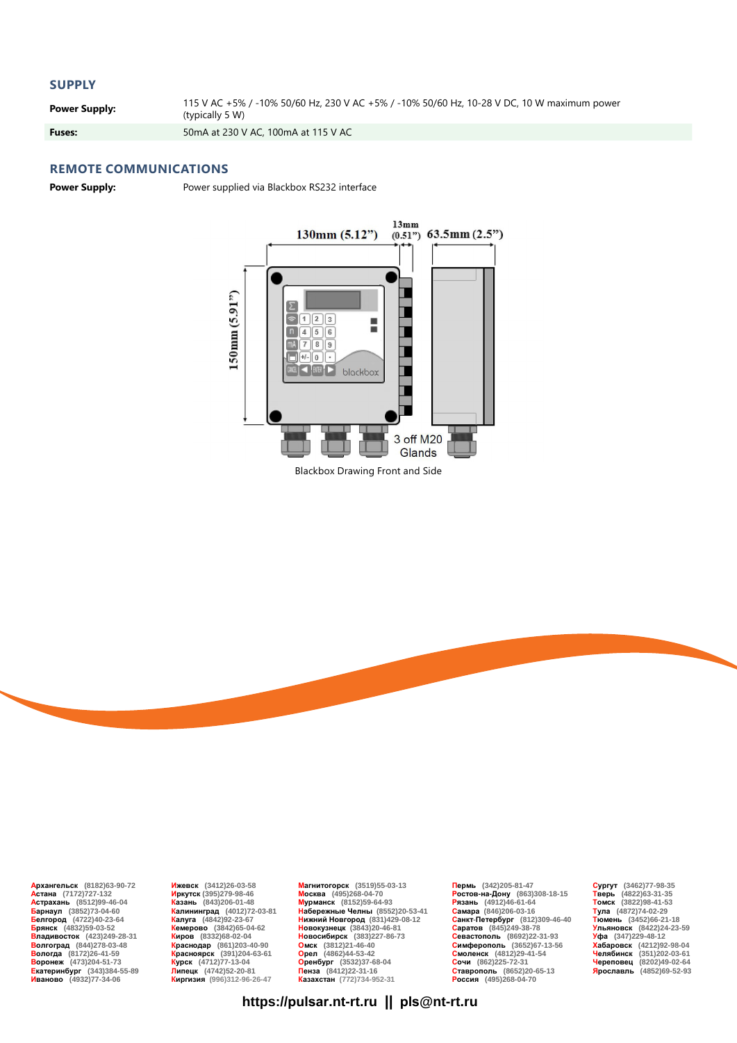## SUPPLY

| | |
|---|---|
| **Power Supply:** | 115 V AC +5% / -10% 50/60 Hz, 230 V AC +5% / -10% 50/60 Hz, 10-28 V DC, 10 W maximum power (typically 5 W) |
| **Fuses:** | 50mA at 230 V AC, 100mA at 115 V AC |

## REMOTE COMMUNICATIONS

| | |
|---|---|
| **Power Supply:** | Power supplied via Blackbox RS232 interface |

130mm (5.12”)
13mm (0.51”)
63.5mm (2.5”)
150mm (5.91”)
3 off M20 Glands

Blackbox Drawing Front and Side

**Архангельск** (8182)63-90-72
**Астана** (7172)727-132
**Астрахань** (8512)99-46-04
**Барнаул** (3852)73-04-60
**Белгород** (4722)40-23-64
**Брянск** (4832)59-03-52
**Владивосток** (423)249-28-31
**Волгоград** (844)278-03-48
**Вологда** (8172)26-41-59
**Воронеж** (473)204-51-73
**Екатеринбург** (343)384-55-89
**Иваново** (4932)77-34-06
**Ижевск** (3412)26-03-58
**Иркутск** (395)279-98-46
**Казань** (843)206-01-48
**Калининград** (4012)72-03-81
**Калуга** (4842)92-23-67
**Кемерово** (3842)65-04-62
**Киров** (8332)68-02-04
**Краснодар** (861)203-40-90
**Красноярск** (391)204-63-61
**Курск** (4712)77-13-04
**Липецк** (4742)52-20-81
**Киргизия** (996)312-96-26-47
**Магнитогорск** (3519)55-03-13
**Москва** (495)268-04-70
**Мурманск** (8152)59-64-93
**Набережные Челны** (8552)20-53-41
**Нижний Новгород** (831)429-08-12
**Новокузнецк** (3843)20-46-81
**Новосибирск** (383)227-86-73
**Омск** (3812)21-46-40
**Орел** (4862)44-53-42
**Оренбург** (3532)37-68-04
**Пенза** (8412)22-31-16
**Казахстан** (772)734-952-31
**Пермь** (342)205-81-47
**Ростов-на-Дону** (863)308-18-15
**Рязань** (4912)46-61-64
**Самара** (846)206-03-16
**Санкт-Петербург** (812)309-46-40
**Саратов** (845)249-38-78
**Севастополь** (8692)22-31-93
**Симферополь** (3652)67-13-56
**Смоленск** (4812)29-41-54
**Сочи** (862)225-72-31
**Ставрополь** (8652)20-65-13
**Россия** (495)268-04-70
**Сургут** (3462)77-98-35
**Тверь** (4822)63-31-35
**Томск** (3822)98-41-53
**Тула** (4872)74-02-29
**Тюмень** (3452)66-21-18
**Ульяновск** (8422)24-23-59
**Уфа** (347)229-48-12
**Хабаровск** (4212)92-98-04
**Челябинск** (351)202-03-61
**Череповец** (8202)49-02-64
**Ярославль** (4852)69-52-93

**https://pulsar.nt-rt.ru || pls@nt-rt.ru**